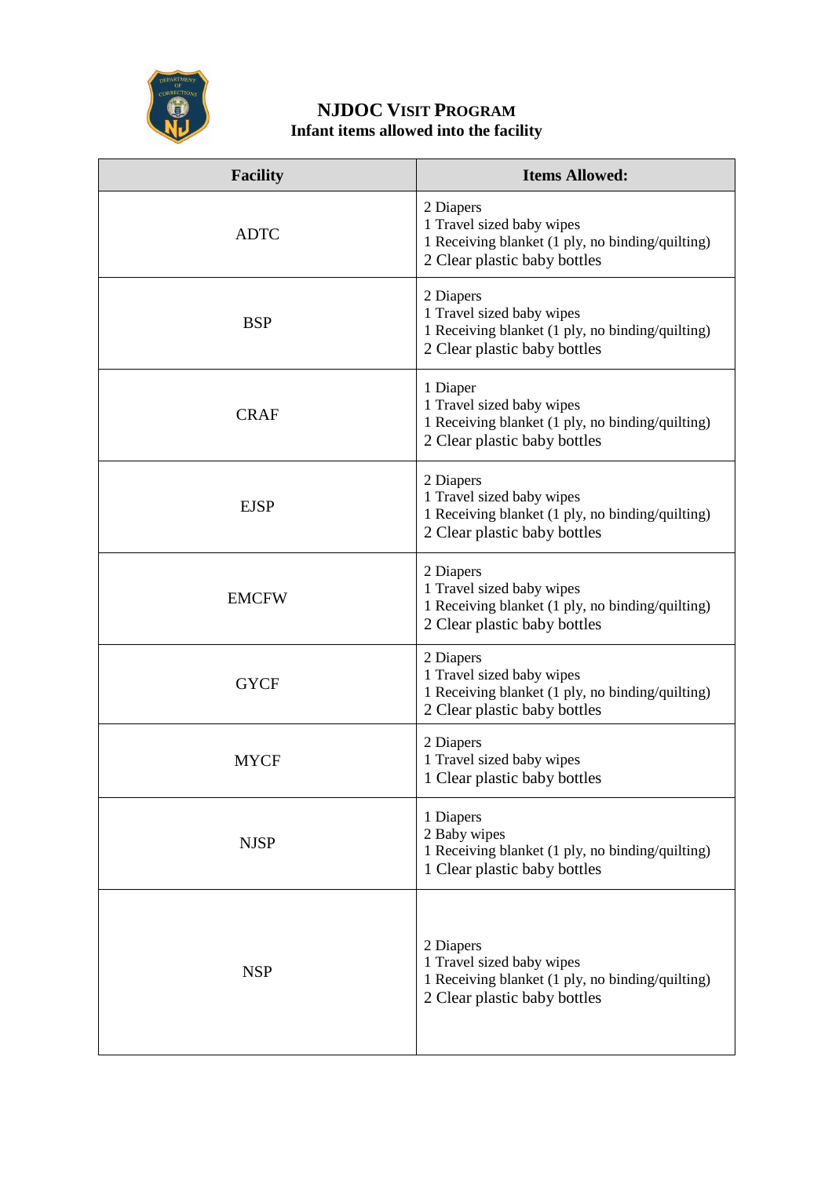# NJDOC Visit Program

## Infant items allowed into the facility

| Facility | Items Allowed: |
|---|---|
| ADTC | 2 Diapers<br>1 Travel sized baby wipes<br>1 Receiving blanket (1 ply, no binding/quilting)<br>2 Clear plastic baby bottles |
| BSP | 2 Diapers<br>1 Travel sized baby wipes<br>1 Receiving blanket (1 ply, no binding/quilting)<br>2 Clear plastic baby bottles |
| CRAF | 1 Diaper<br>1 Travel sized baby wipes<br>1 Receiving blanket (1 ply, no binding/quilting)<br>2 Clear plastic baby bottles |
| EJSP | 2 Diapers<br>1 Travel sized baby wipes<br>1 Receiving blanket (1 ply, no binding/quilting)<br>2 Clear plastic baby bottles |
| EMCFW | 2 Diapers<br>1 Travel sized baby wipes<br>1 Receiving blanket (1 ply, no binding/quilting)<br>2 Clear plastic baby bottles |
| GYCF | 2 Diapers<br>1 Travel sized baby wipes<br>1 Receiving blanket (1 ply, no binding/quilting)<br>2 Clear plastic baby bottles |
| MYCF | 2 Diapers<br>1 Travel sized baby wipes<br>1 Clear plastic baby bottles |
| NJSP | 1 Diapers<br>2 Baby wipes<br>1 Receiving blanket (1 ply, no binding/quilting)<br>1 Clear plastic baby bottles |
| NSP | 2 Diapers<br>1 Travel sized baby wipes<br>1 Receiving blanket (1 ply, no binding/quilting)<br>2 Clear plastic baby bottles |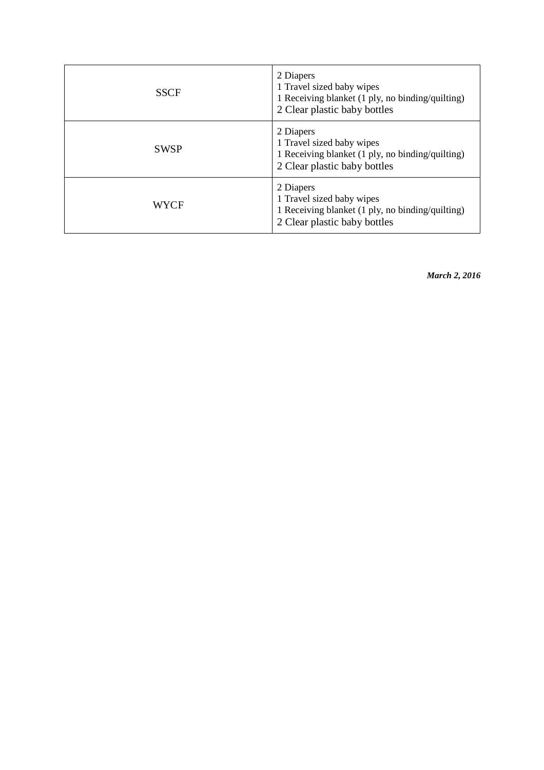| | |
|---|---|
| SSCF | 2 Diapers<br>1 Travel sized baby wipes<br>1 Receiving blanket (1 ply, no binding/quilting)<br>2 Clear plastic baby bottles |
| SWSP | 2 Diapers<br>1 Travel sized baby wipes<br>1 Receiving blanket (1 ply, no binding/quilting)<br>2 Clear plastic baby bottles |
| WYCF | 2 Diapers<br>1 Travel sized baby wipes<br>1 Receiving blanket (1 ply, no binding/quilting)<br>2 Clear plastic baby bottles |

***March 2, 2016***